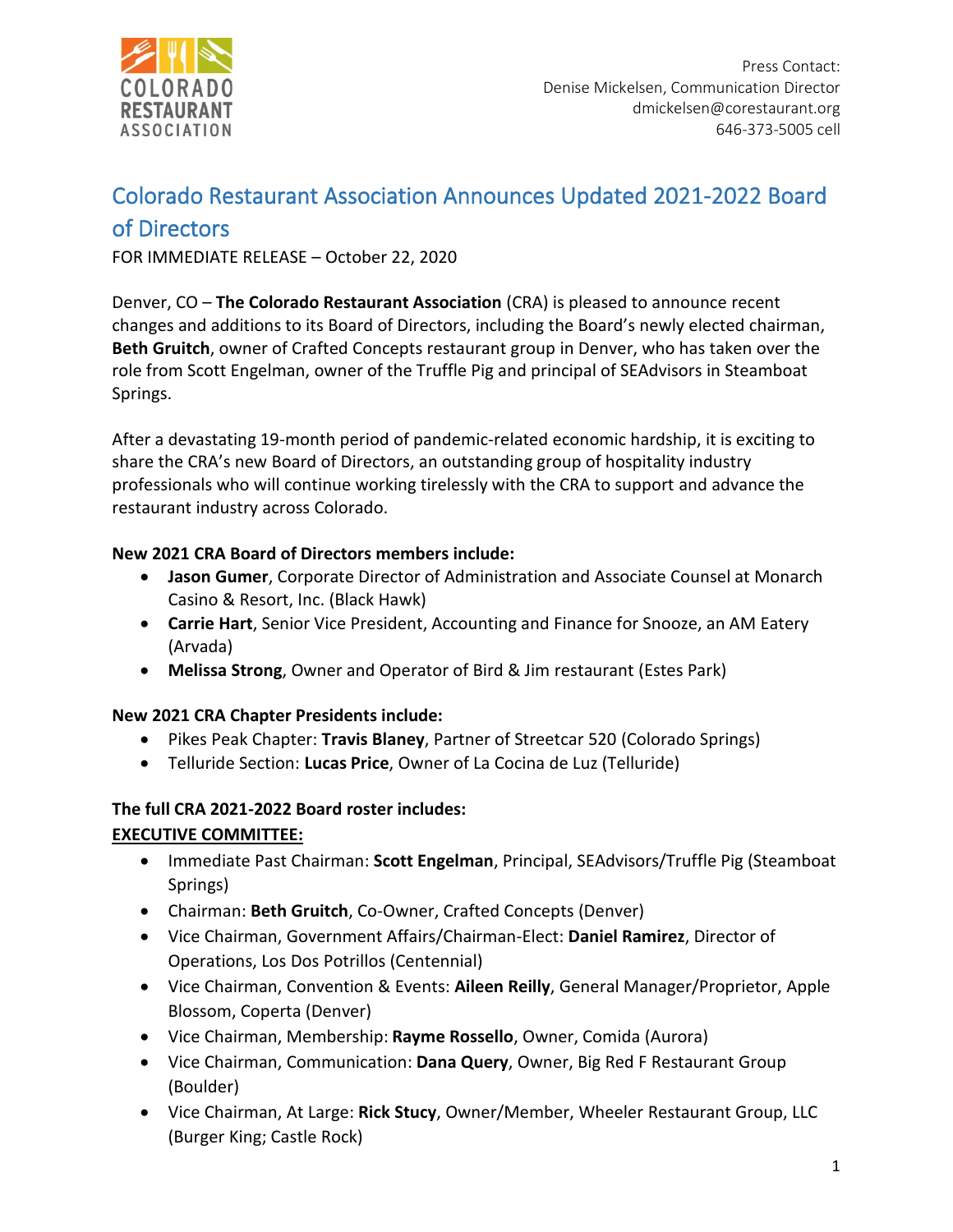COLORADO RESTAURANT ASSOCIATION

Press Contact:
Denise Mickelsen, Communication Director
dmickelsen@corestaurant.org
646-373-5005 cell

# Colorado Restaurant Association Announces Updated 2021-2022 Board of Directors

FOR IMMEDIATE RELEASE – October 22, 2020

Denver, CO – **The Colorado Restaurant Association** (CRA) is pleased to announce recent changes and additions to its Board of Directors, including the Board's newly elected chairman, **Beth Gruitch**, owner of Crafted Concepts restaurant group in Denver, who has taken over the role from Scott Engelman, owner of the Truffle Pig and principal of SEAdvisors in Steamboat Springs.

After a devastating 19-month period of pandemic-related economic hardship, it is exciting to share the CRA's new Board of Directors, an outstanding group of hospitality industry professionals who will continue working tirelessly with the CRA to support and advance the restaurant industry across Colorado.

**New 2021 CRA Board of Directors members include:**

- **Jason Gumer**, Corporate Director of Administration and Associate Counsel at Monarch Casino & Resort, Inc. (Black Hawk)
- **Carrie Hart**, Senior Vice President, Accounting and Finance for Snooze, an AM Eatery (Arvada)
- **Melissa Strong**, Owner and Operator of Bird & Jim restaurant (Estes Park)

**New 2021 CRA Chapter Presidents include:**

- Pikes Peak Chapter: **Travis Blaney**, Partner of Streetcar 520 (Colorado Springs)
- Telluride Section: **Lucas Price**, Owner of La Cocina de Luz (Telluride)

**The full CRA 2021-2022 Board roster includes:**

**<u>EXECUTIVE COMMITTEE:</u>**

- Immediate Past Chairman: **Scott Engelman**, Principal, SEAdvisors/Truffle Pig (Steamboat Springs)
- Chairman: **Beth Gruitch**, Co-Owner, Crafted Concepts (Denver)
- Vice Chairman, Government Affairs/Chairman-Elect: **Daniel Ramirez**, Director of Operations, Los Dos Potrillos (Centennial)
- Vice Chairman, Convention & Events: **Aileen Reilly**, General Manager/Proprietor, Apple Blossom, Coperta (Denver)
- Vice Chairman, Membership: **Rayme Rossello**, Owner, Comida (Aurora)
- Vice Chairman, Communication: **Dana Query**, Owner, Big Red F Restaurant Group (Boulder)
- Vice Chairman, At Large: **Rick Stucy**, Owner/Member, Wheeler Restaurant Group, LLC (Burger King; Castle Rock)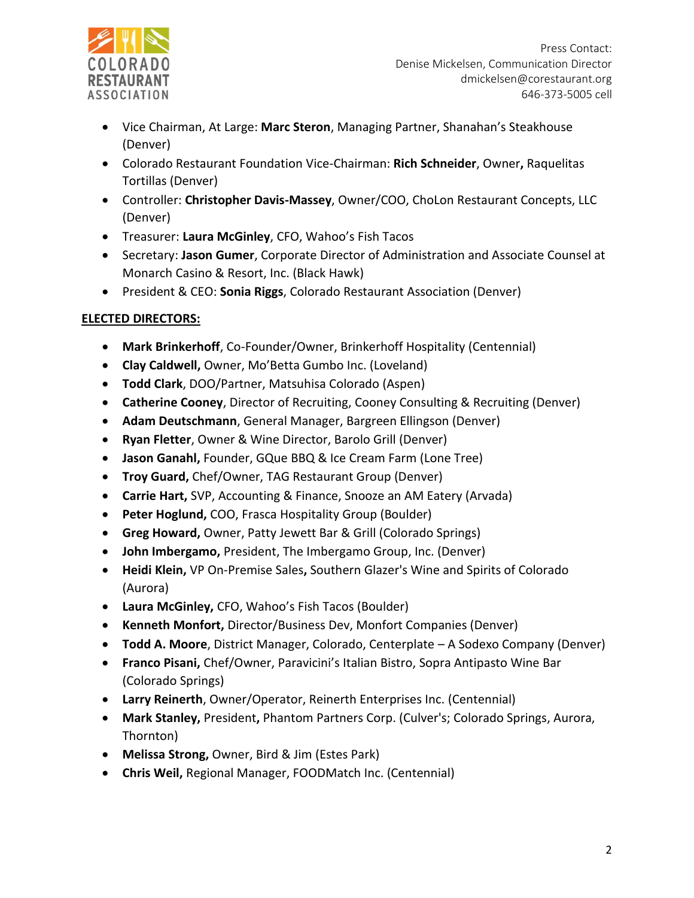- Vice Chairman, At Large: **Marc Steron**, Managing Partner, Shanahan's Steakhouse (Denver)
- Colorado Restaurant Foundation Vice-Chairman: **Rich Schneider**, Owner**,** Raquelitas Tortillas (Denver)
- Controller: **Christopher Davis-Massey**, Owner/COO, ChoLon Restaurant Concepts, LLC (Denver)
- Treasurer: **Laura McGinley**, CFO, Wahoo's Fish Tacos
- Secretary: **Jason Gumer**, Corporate Director of Administration and Associate Counsel at Monarch Casino & Resort, Inc. (Black Hawk)
- President & CEO: **Sonia Riggs**, Colorado Restaurant Association (Denver)

**ELECTED DIRECTORS:**

- **Mark Brinkerhoff**, Co-Founder/Owner, Brinkerhoff Hospitality (Centennial)
- **Clay Caldwell,** Owner, Mo'Betta Gumbo Inc. (Loveland)
- **Todd Clark**, DOO/Partner, Matsuhisa Colorado (Aspen)
- **Catherine Cooney**, Director of Recruiting, Cooney Consulting & Recruiting (Denver)
- **Adam Deutschmann**, General Manager, Bargreen Ellingson (Denver)
- **Ryan Fletter**, Owner & Wine Director, Barolo Grill (Denver)
- **Jason Ganahl,** Founder, GQue BBQ & Ice Cream Farm (Lone Tree)
- **Troy Guard,** Chef/Owner, TAG Restaurant Group (Denver)
- **Carrie Hart,** SVP, Accounting & Finance, Snooze an AM Eatery (Arvada)
- **Peter Hoglund,** COO, Frasca Hospitality Group (Boulder)
- **Greg Howard,** Owner, Patty Jewett Bar & Grill (Colorado Springs)
- **John Imbergamo,** President, The Imbergamo Group, Inc. (Denver)
- **Heidi Klein,** VP On-Premise Sales**,** Southern Glazer's Wine and Spirits of Colorado (Aurora)
- **Laura McGinley,** CFO, Wahoo's Fish Tacos (Boulder)
- **Kenneth Monfort,** Director/Business Dev, Monfort Companies (Denver)
- **Todd A. Moore**, District Manager, Colorado, Centerplate – A Sodexo Company (Denver)
- **Franco Pisani,** Chef/Owner, Paravicini's Italian Bistro, Sopra Antipasto Wine Bar (Colorado Springs)
- **Larry Reinerth**, Owner/Operator, Reinerth Enterprises Inc. (Centennial)
- **Mark Stanley,** President**,** Phantom Partners Corp. (Culver's; Colorado Springs, Aurora, Thornton)
- **Melissa Strong,** Owner, Bird & Jim (Estes Park)
- **Chris Weil,** Regional Manager, FOODMatch Inc. (Centennial)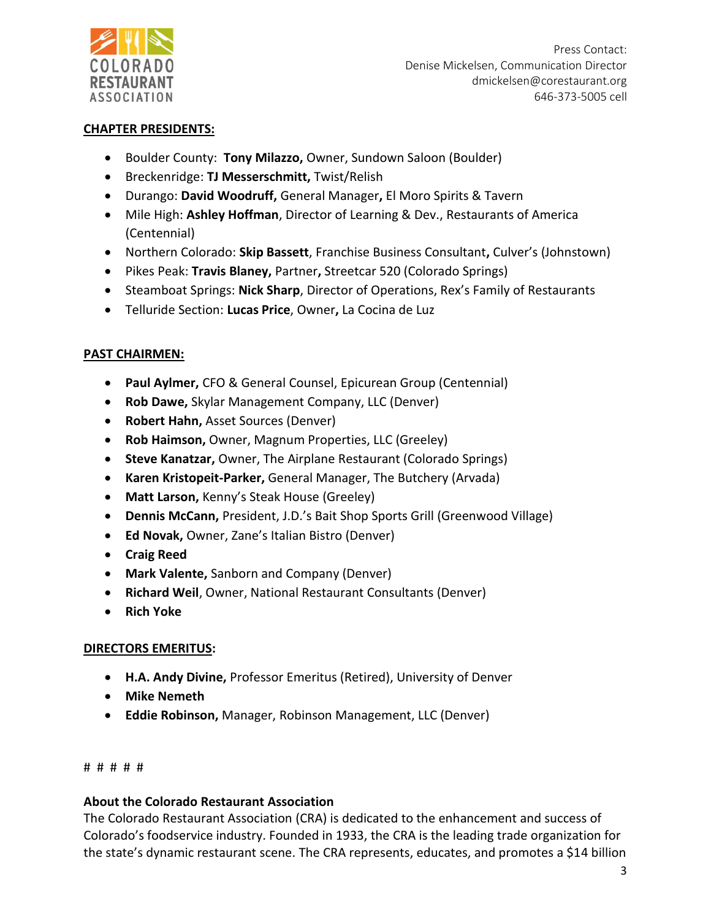Press Contact:
Denise Mickelsen, Communication Director
dmickelsen@corestaurant.org
646-373-5005 cell

**CHAPTER PRESIDENTS:**

- Boulder County: **Tony Milazzo,** Owner, Sundown Saloon (Boulder)
- Breckenridge: **TJ Messerschmitt,** Twist/Relish
- Durango: **David Woodruff,** General Manager**,** El Moro Spirits & Tavern
- Mile High: **Ashley Hoffman**, Director of Learning & Dev., Restaurants of America (Centennial)
- Northern Colorado: **Skip Bassett**, Franchise Business Consultant**,** Culver's (Johnstown)
- Pikes Peak: **Travis Blaney,** Partner**,** Streetcar 520 (Colorado Springs)
- Steamboat Springs: **Nick Sharp**, Director of Operations, Rex's Family of Restaurants
- Telluride Section: **Lucas Price**, Owner**,** La Cocina de Luz

**PAST CHAIRMEN:**

- **Paul Aylmer,** CFO & General Counsel, Epicurean Group (Centennial)
- **Rob Dawe,** Skylar Management Company, LLC (Denver)
- **Robert Hahn,** Asset Sources (Denver)
- **Rob Haimson,** Owner, Magnum Properties, LLC (Greeley)
- **Steve Kanatzar,** Owner, The Airplane Restaurant (Colorado Springs)
- **Karen Kristopeit-Parker,** General Manager, The Butchery (Arvada)
- **Matt Larson,** Kenny's Steak House (Greeley)
- **Dennis McCann,** President, J.D.'s Bait Shop Sports Grill (Greenwood Village)
- **Ed Novak,** Owner, Zane's Italian Bistro (Denver)
- **Craig Reed**
- **Mark Valente,** Sanborn and Company (Denver)
- **Richard Weil**, Owner, National Restaurant Consultants (Denver)
- **Rich Yoke**

**DIRECTORS EMERITUS:**

- **H.A. Andy Divine,** Professor Emeritus (Retired), University of Denver
- **Mike Nemeth**
- **Eddie Robinson,** Manager, Robinson Management, LLC (Denver)

# # # # #

**About the Colorado Restaurant Association**

The Colorado Restaurant Association (CRA) is dedicated to the enhancement and success of Colorado's foodservice industry. Founded in 1933, the CRA is the leading trade organization for the state's dynamic restaurant scene. The CRA represents, educates, and promotes a $14 billion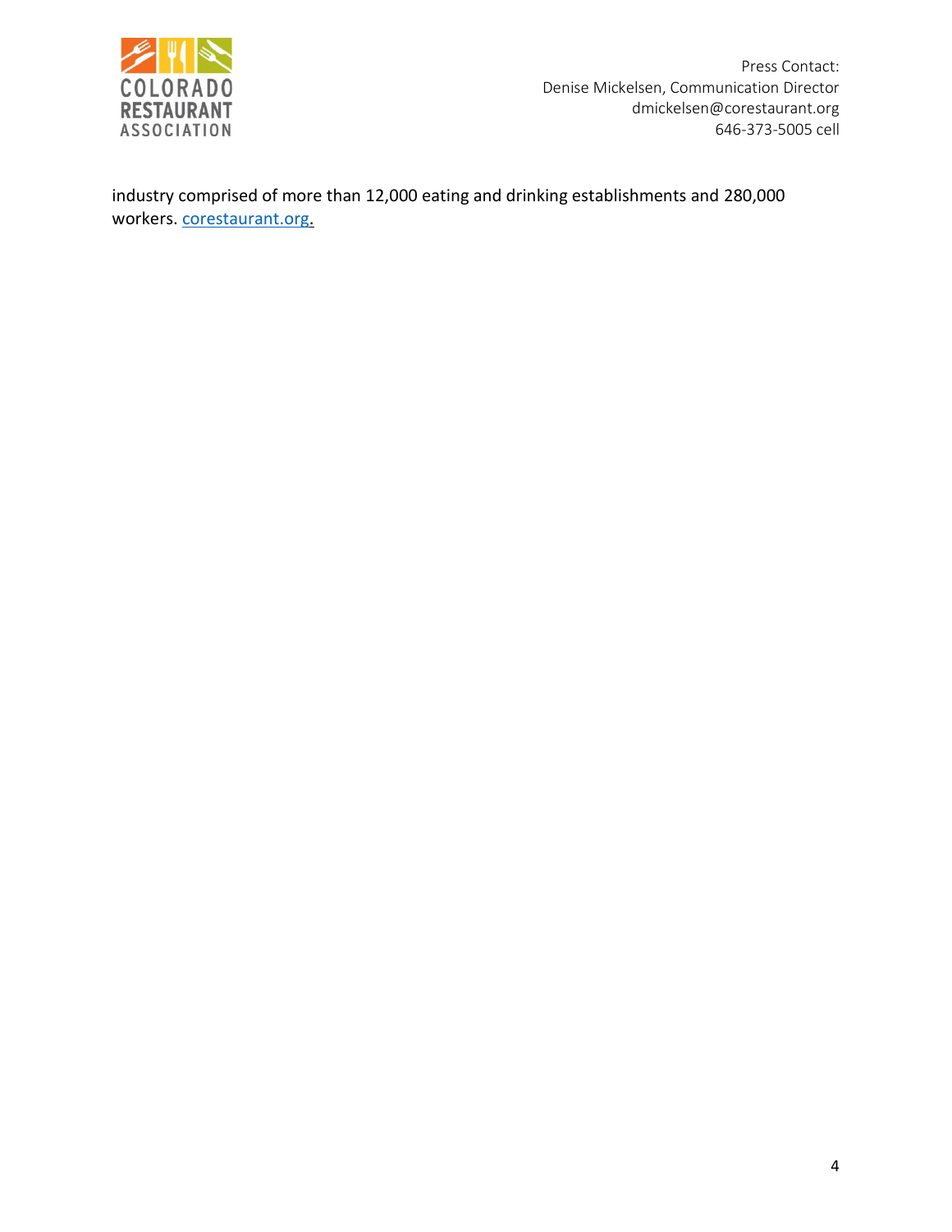industry comprised of more than 12,000 eating and drinking establishments and 280,000 workers. [corestaurant.org.](corestaurant.org)